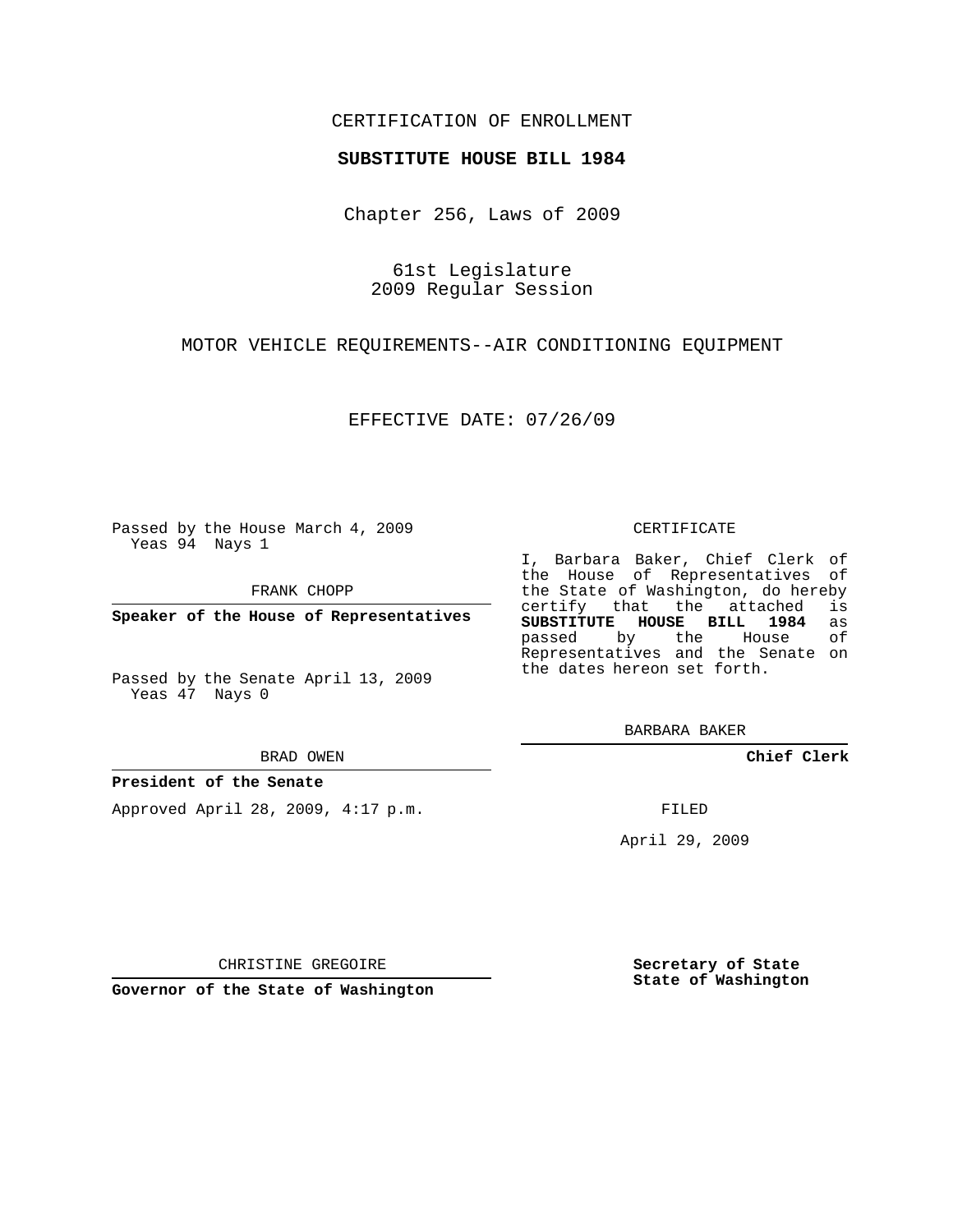CERTIFICATION OF ENROLLMENT

**SUBSTITUTE HOUSE BILL 1984**

Chapter 256, Laws of 2009

61st Legislature
2009 Regular Session

MOTOR VEHICLE REQUIREMENTS--AIR CONDITIONING EQUIPMENT

EFFECTIVE DATE: 07/26/09

Passed by the House March 4, 2009
Yeas 94 Nays 1

FRANK CHOPP

**Speaker of the House of Representatives**

Passed by the Senate April 13, 2009
Yeas 47 Nays 0

BRAD OWEN

**President of the Senate**

Approved April 28, 2009, 4:17 p.m.

CHRISTINE GREGOIRE

**Governor of the State of Washington**

CERTIFICATE

I, Barbara Baker, Chief Clerk of the House of Representatives of the State of Washington, do hereby certify that the attached is **SUBSTITUTE HOUSE BILL 1984** as passed by the House of Representatives and the Senate on the dates hereon set forth.

BARBARA BAKER

**Chief Clerk**

FILED

April 29, 2009

**Secretary of State**
**State of Washington**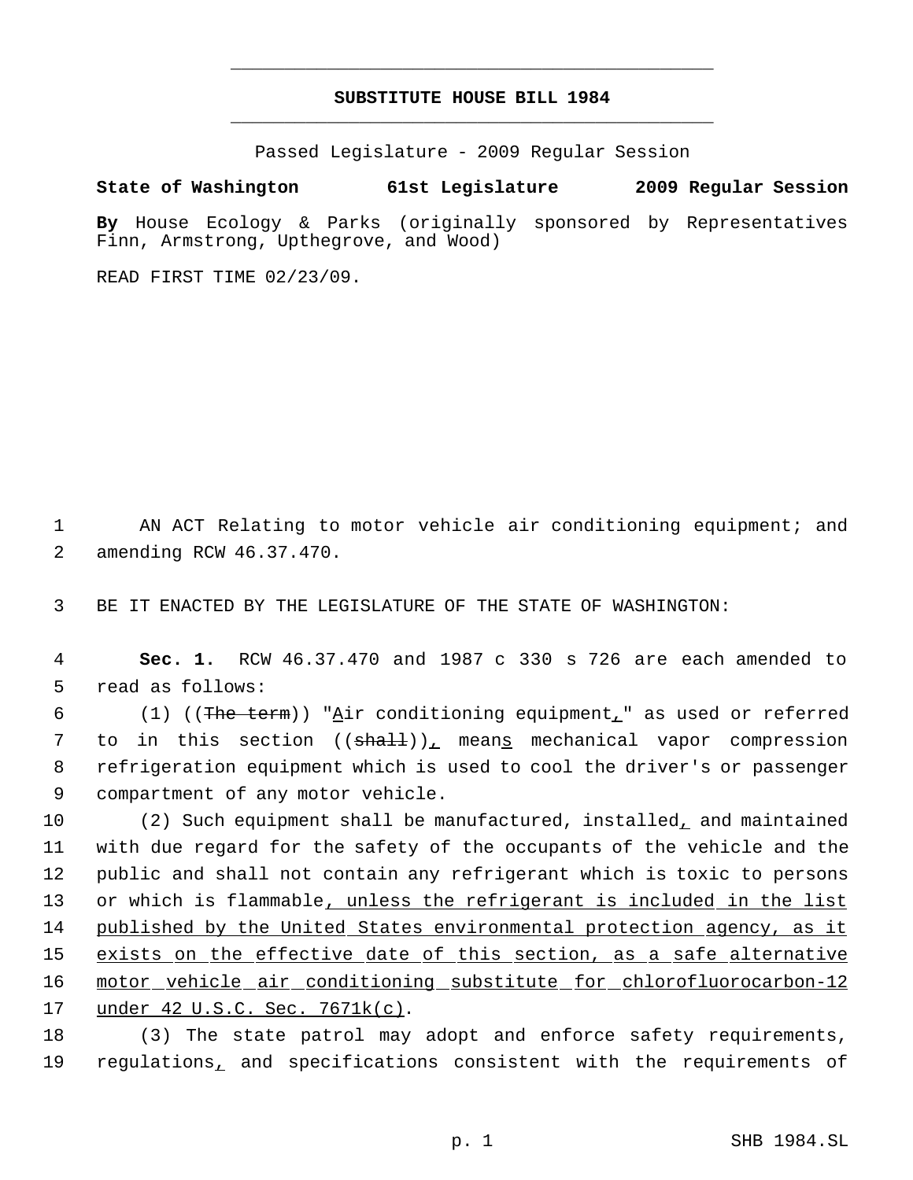# SUBSTITUTE HOUSE BILL 1984

Passed Legislature - 2009 Regular Session

**State of Washington 61st Legislature 2009 Regular Session**

**By** House Ecology & Parks (originally sponsored by Representatives Finn, Armstrong, Upthegrove, and Wood)

READ FIRST TIME 02/23/09.

1 AN ACT Relating to motor vehicle air conditioning equipment; and
2 amending RCW 46.37.470.

3 BE IT ENACTED BY THE LEGISLATURE OF THE STATE OF WASHINGTON:

4 **Sec. 1.** RCW 46.37.470 and 1987 c 330 s 726 are each amended to
5 read as follows:

6 (1) ((~~The term~~)) "<u>A</u>ir conditioning equipment<u>,</u>" as used or referred
7 to in this section ((~~shall~~))<u>,</u> mean<u>s</u> mechanical vapor compression
8 refrigeration equipment which is used to cool the driver's or passenger
9 compartment of any motor vehicle.

10 (2) Such equipment shall be manufactured, installed<u>,</u> and maintained
11 with due regard for the safety of the occupants of the vehicle and the
12 public and shall not contain any refrigerant which is toxic to persons
13 or which is flammable<u>, unless the refrigerant is included in the list</u>
14 <u>published by the United States environmental protection agency, as it</u>
15 <u>exists on the effective date of this section, as a safe alternative</u>
16 <u>motor vehicle air conditioning substitute for chlorofluorocarbon-12</u>
17 <u>under 42 U.S.C. Sec. 7671k(c)</u>.

18 (3) The state patrol may adopt and enforce safety requirements,
19 regulations<u>,</u> and specifications consistent with the requirements of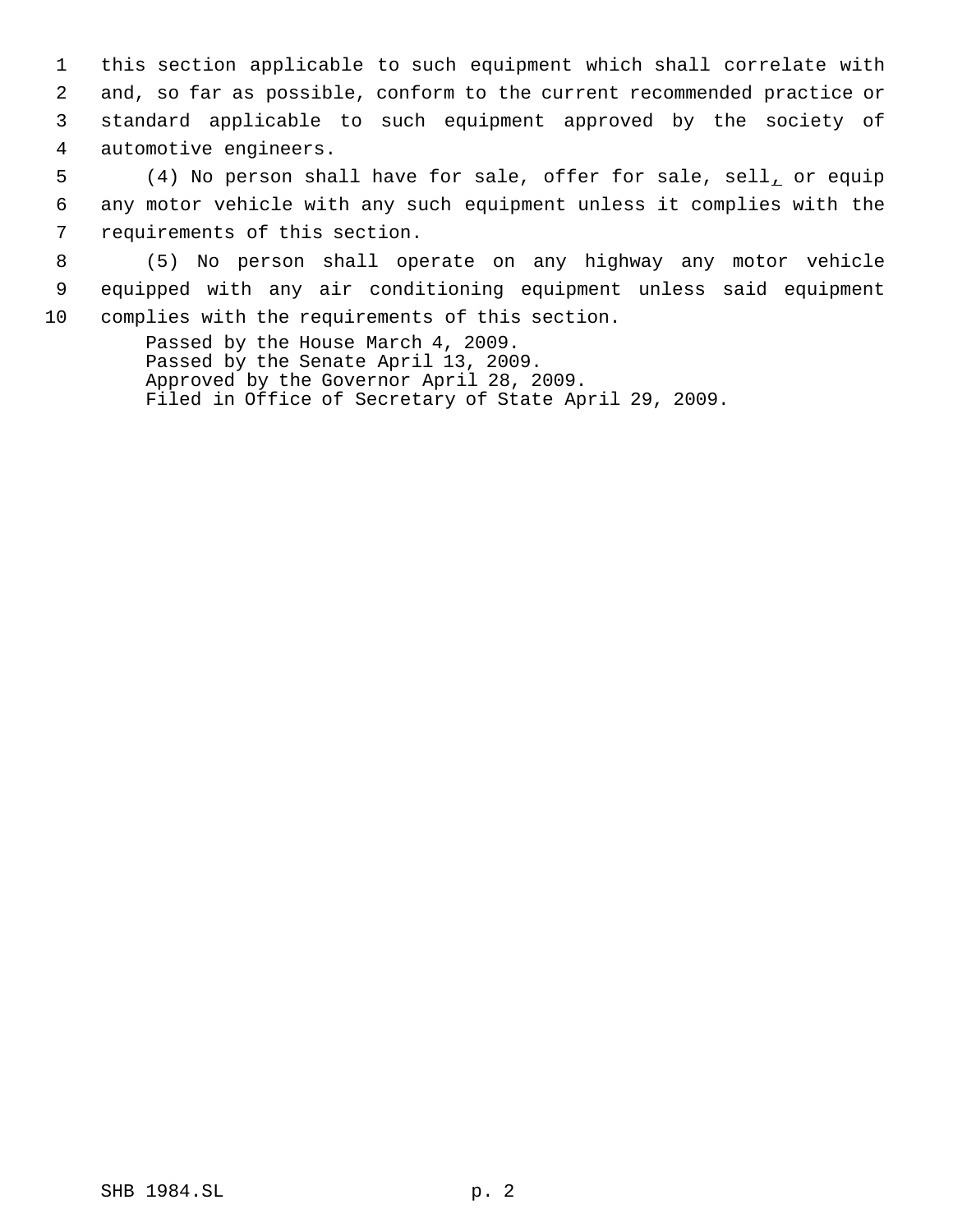this section applicable to such equipment which shall correlate with and, so far as possible, conform to the current recommended practice or standard applicable to such equipment approved by the society of automotive engineers.

(4) No person shall have for sale, offer for sale, sell, or equip any motor vehicle with any such equipment unless it complies with the requirements of this section.

(5) No person shall operate on any highway any motor vehicle equipped with any air conditioning equipment unless said equipment complies with the requirements of this section.

Passed by the House March 4, 2009.
Passed by the Senate April 13, 2009.
Approved by the Governor April 28, 2009.
Filed in Office of Secretary of State April 29, 2009.